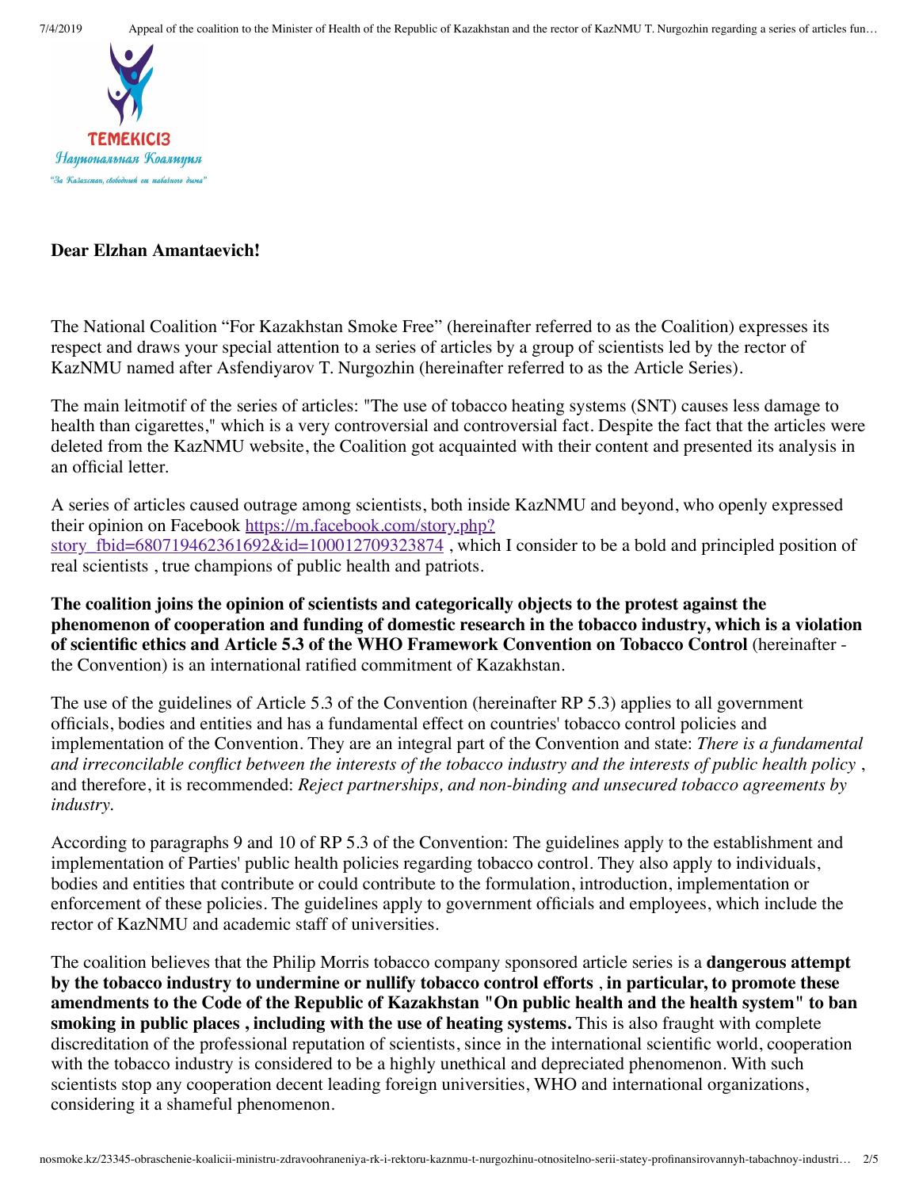ТЕМЕКІСІЗ
Национальная Коалиция
"За Казахстан, свободный от табачного дыма"

**Dear Elzhan Amantaevich!**

The National Coalition "For Kazakhstan Smoke Free" (hereinafter referred to as the Coalition) expresses its respect and draws your special attention to a series of articles by a group of scientists led by the rector of KazNMU named after Asfendiyarov T. Nurgozhin (hereinafter referred to as the Article Series).

The main leitmotif of the series of articles: "The use of tobacco heating systems (SNT) causes less damage to health than cigarettes," which is a very controversial and controversial fact. Despite the fact that the articles were deleted from the KazNMU website, the Coalition got acquainted with their content and presented its analysis in an official letter.

A series of articles caused outrage among scientists, both inside KazNMU and beyond, who openly expressed their opinion on Facebook [https://m.facebook.com/story.php?story_fbid=680719462361692&id=100012709323874](https://m.facebook.com/story.php?story_fbid=680719462361692&id=100012709323874) , which I consider to be a bold and principled position of real scientists , true champions of public health and patriots.

**The coalition joins the opinion of scientists and categorically objects to the protest against the phenomenon of cooperation and funding of domestic research in the tobacco industry, which is a violation of scientific ethics and Article 5.3 of the WHO Framework Convention on Tobacco Control** (hereinafter - the Convention) is an international ratified commitment of Kazakhstan.

The use of the guidelines of Article 5.3 of the Convention (hereinafter RP 5.3) applies to all government officials, bodies and entities and has a fundamental effect on countries' tobacco control policies and implementation of the Convention. They are an integral part of the Convention and state: *There is a fundamental and irreconcilable conflict between the interests of the tobacco industry and the interests of public health policy* , and therefore, it is recommended: *Reject partnerships, and non-binding and unsecured tobacco agreements by industry.*

According to paragraphs 9 and 10 of RP 5.3 of the Convention: The guidelines apply to the establishment and implementation of Parties' public health policies regarding tobacco control. They also apply to individuals, bodies and entities that contribute or could contribute to the formulation, introduction, implementation or enforcement of these policies. The guidelines apply to government officials and employees, which include the rector of KazNMU and academic staff of universities.

The coalition believes that the Philip Morris tobacco company sponsored article series is a **dangerous attempt by the tobacco industry to undermine or nullify tobacco control efforts** , **in particular, to promote these amendments to the Code of the Republic of Kazakhstan "On public health and the health system" to ban smoking in public places , including with the use of heating systems.** This is also fraught with complete discreditation of the professional reputation of scientists, since in the international scientific world, cooperation with the tobacco industry is considered to be a highly unethical and depreciated phenomenon. With such scientists stop any cooperation decent leading foreign universities, WHO and international organizations, considering it a shameful phenomenon.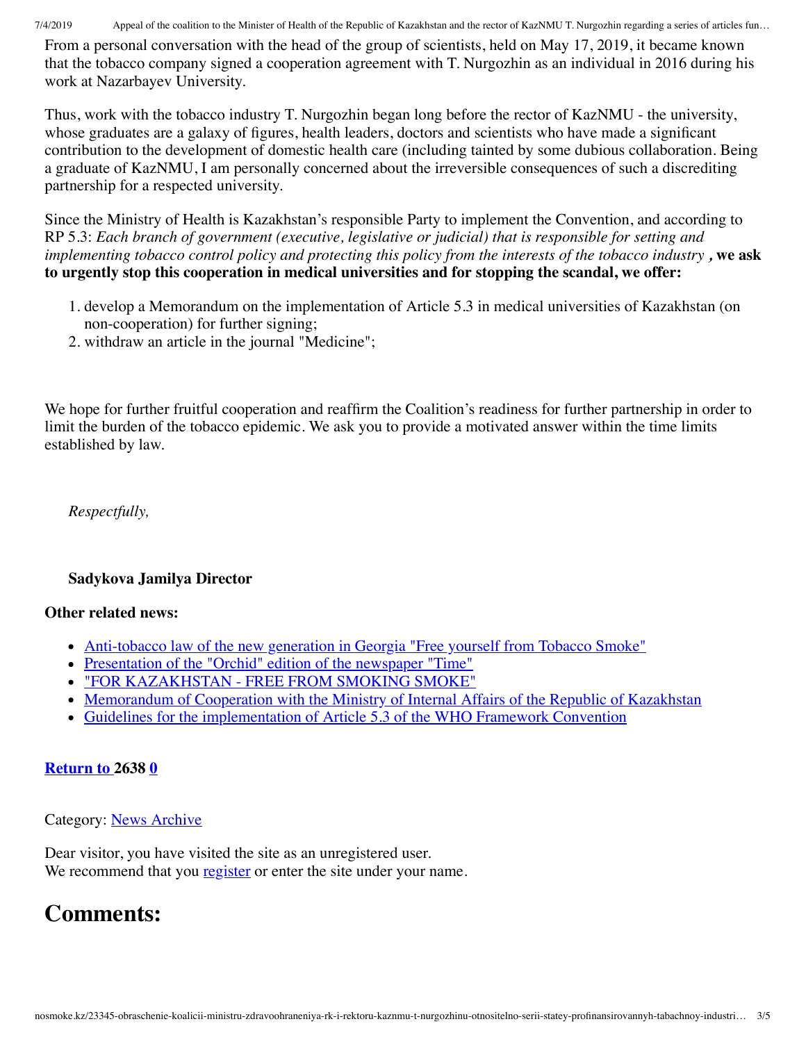From a personal conversation with the head of the group of scientists, held on May 17, 2019, it became known that the tobacco company signed a cooperation agreement with T. Nurgozhin as an individual in 2016 during his work at Nazarbayev University.

Thus, work with the tobacco industry T. Nurgozhin began long before the rector of KazNMU - the university, whose graduates are a galaxy of figures, health leaders, doctors and scientists who have made a significant contribution to the development of domestic health care (including tainted by some dubious collaboration. Being a graduate of KazNMU, I am personally concerned about the irreversible consequences of such a discrediting partnership for a respected university.

Since the Ministry of Health is Kazakhstan's responsible Party to implement the Convention, and according to RP 5.3: *Each branch of government (executive, legislative or judicial) that is responsible for setting and implementing tobacco control policy and protecting this policy from the interests of the tobacco industry* **, we ask to urgently stop this cooperation in medical universities and for stopping the scandal, we offer:**

1. develop a Memorandum on the implementation of Article 5.3 in medical universities of Kazakhstan (on non-cooperation) for further signing;
2. withdraw an article in the journal "Medicine";

We hope for further fruitful cooperation and reaffirm the Coalition's readiness for further partnership in order to limit the burden of the tobacco epidemic. We ask you to provide a motivated answer within the time limits established by law.

*Respectfully,*

**Sadykova Jamilya Director**

**Other related news:**

- Anti-tobacco law of the new generation in Georgia "Free yourself from Tobacco Smoke"
- Presentation of the "Orchid" edition of the newspaper "Time"
- "FOR KAZAKHSTAN - FREE FROM SMOKING SMOKE"
- Memorandum of Cooperation with the Ministry of Internal Affairs of the Republic of Kazakhstan
- Guidelines for the implementation of Article 5.3 of the WHO Framework Convention

**Return to 2638 0**

Category: News Archive

Dear visitor, you have visited the site as an unregistered user.
We recommend that you register or enter the site under your name.

# Comments: